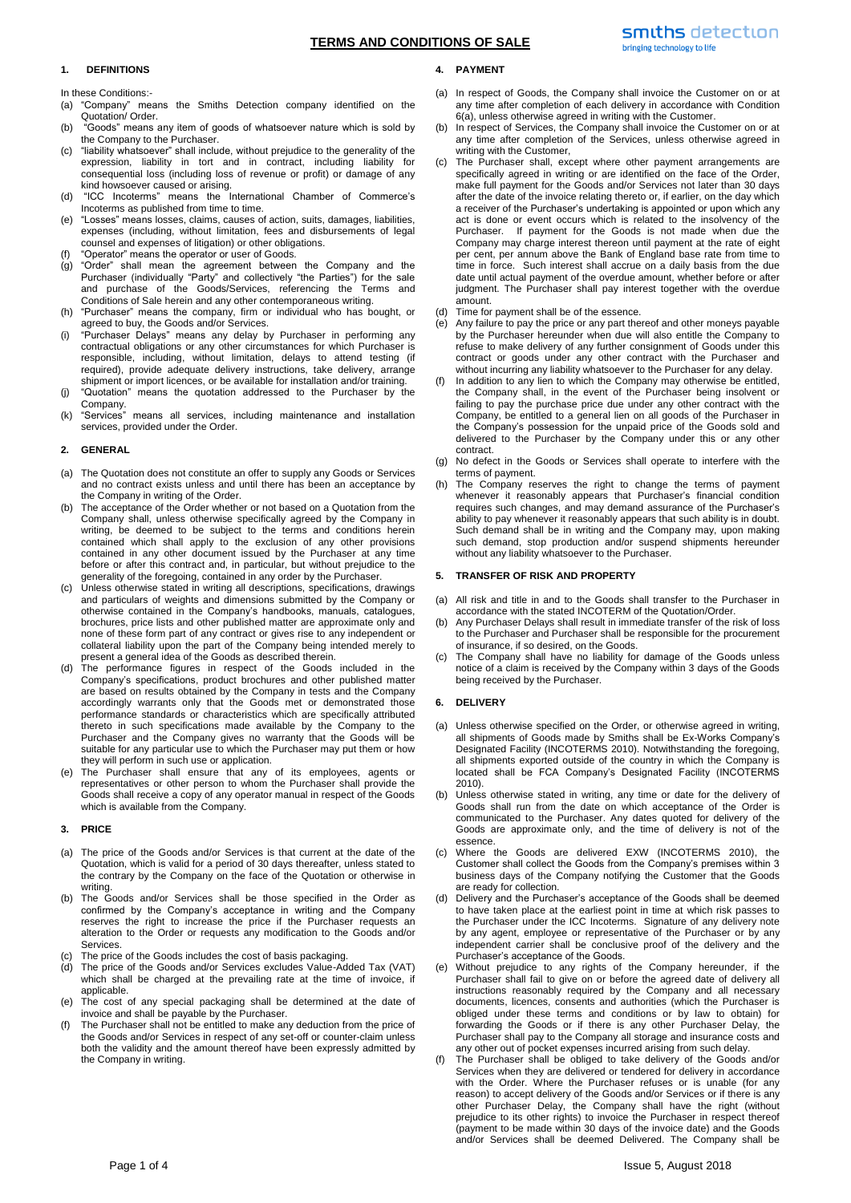# TERMS AND CONDITIONS OF SALE

## 1. DEFINITIONS

In these Conditions:-

(a) "Company" means the Smiths Detection company identified on the Quotation/ Order.

(b) "Goods" means any item of goods of whatsoever nature which is sold by the Company to the Purchaser.

(c) "liability whatsoever" shall include, without prejudice to the generality of the expression, liability in tort and in contract, including liability for consequential loss (including loss of revenue or profit) or damage of any kind howsoever caused or arising.

(d) "ICC Incoterms" means the International Chamber of Commerce's Incoterms as published from time to time.

(e) "Losses" means losses, claims, causes of action, suits, damages, liabilities, expenses (including, without limitation, fees and disbursements of legal counsel and expenses of litigation) or other obligations.

(f) "Operator" means the operator or user of Goods.

(g) "Order" shall mean the agreement between the Company and the Purchaser (individually "Party" and collectively "the Parties") for the sale and purchase of the Goods/Services, referencing the Terms and Conditions of Sale herein and any other contemporaneous writing.

(h) "Purchaser" means the company, firm or individual who has bought, or agreed to buy, the Goods and/or Services.

(i) "Purchaser Delays" means any delay by Purchaser in performing any contractual obligations or any other circumstances for which Purchaser is responsible, including, without limitation, delays to attend testing (if required), provide adequate delivery instructions, take delivery, arrange shipment or import licences, or be available for installation and/or training.

(j) "Quotation" means the quotation addressed to the Purchaser by the Company.

(k) "Services" means all services, including maintenance and installation services, provided under the Order.

## 2. GENERAL

(a) The Quotation does not constitute an offer to supply any Goods or Services and no contract exists unless and until there has been an acceptance by the Company in writing of the Order.

(b) The acceptance of the Order whether or not based on a Quotation from the Company shall, unless otherwise specifically agreed by the Company in writing, be deemed to be subject to the terms and conditions herein contained which shall apply to the exclusion of any other provisions contained in any other document issued by the Purchaser at any time before or after this contract and, in particular, but without prejudice to the generality of the foregoing, contained in any order by the Purchaser.

(c) Unless otherwise stated in writing all descriptions, specifications, drawings and particulars of weights and dimensions submitted by the Company or otherwise contained in the Company's handbooks, manuals, catalogues, brochures, price lists and other published matter are approximate only and none of these form part of any contract or gives rise to any independent or collateral liability upon the part of the Company being intended merely to present a general idea of the Goods as described therein.

(d) The performance figures in respect of the Goods included in the Company's specifications, product brochures and other published matter are based on results obtained by the Company in tests and the Company accordingly warrants only that the Goods met or demonstrated those performance standards or characteristics which are specifically attributed thereto in such specifications made available by the Company to the Purchaser and the Company gives no warranty that the Goods will be suitable for any particular use to which the Purchaser may put them or how they will perform in such use or application.

(e) The Purchaser shall ensure that any of its employees, agents or representatives or other person to whom the Purchaser shall provide the Goods shall receive a copy of any operator manual in respect of the Goods which is available from the Company.

## 3. PRICE

(a) The price of the Goods and/or Services is that current at the date of the Quotation, which is valid for a period of 30 days thereafter, unless stated to the contrary by the Company on the face of the Quotation or otherwise in writing.

(b) The Goods and/or Services shall be those specified in the Order as confirmed by the Company's acceptance in writing and the Company reserves the right to increase the price if the Purchaser requests an alteration to the Order or requests any modification to the Goods and/or Services.

(c) The price of the Goods includes the cost of basis packaging.

(d) The price of the Goods and/or Services excludes Value-Added Tax (VAT) which shall be charged at the prevailing rate at the time of invoice, if applicable.

(e) The cost of any special packaging shall be determined at the date of invoice and shall be payable by the Purchaser.

(f) The Purchaser shall not be entitled to make any deduction from the price of the Goods and/or Services in respect of any set-off or counter-claim unless both the validity and the amount thereof have been expressly admitted by the Company in writing.

## 4. PAYMENT

(a) In respect of Goods, the Company shall invoice the Customer on or at any time after completion of each delivery in accordance with Condition 6(a), unless otherwise agreed in writing with the Customer.

(b) In respect of Services, the Company shall invoice the Customer on or at any time after completion of the Services, unless otherwise agreed in writing with the Customer,

(c) The Purchaser shall, except where other payment arrangements are specifically agreed in writing or are identified on the face of the Order, make full payment for the Goods and/or Services not later than 30 days after the date of the invoice relating thereto or, if earlier, on the day which a receiver of the Purchaser's undertaking is appointed or upon which any act is done or event occurs which is related to the insolvency of the Purchaser. If payment for the Goods is not made when due the Company may charge interest thereon until payment at the rate of eight per cent, per annum above the Bank of England base rate from time to time in force. Such interest shall accrue on a daily basis from the due date until actual payment of the overdue amount, whether before or after judgment. The Purchaser shall pay interest together with the overdue amount.

(d) Time for payment shall be of the essence.

(e) Any failure to pay the price or any part thereof and other moneys payable by the Purchaser hereunder when due will also entitle the Company to refuse to make delivery of any further consignment of Goods under this contract or goods under any other contract with the Purchaser and without incurring any liability whatsoever to the Purchaser for any delay.

(f) In addition to any lien to which the Company may otherwise be entitled, the Company shall, in the event of the Purchaser being insolvent or failing to pay the purchase price due under any other contract with the Company, be entitled to a general lien on all goods of the Purchaser in the Company's possession for the unpaid price of the Goods sold and delivered to the Purchaser by the Company under this or any other contract.

(g) No defect in the Goods or Services shall operate to interfere with the terms of payment.

(h) The Company reserves the right to change the terms of payment whenever it reasonably appears that Purchaser's financial condition requires such changes, and may demand assurance of the Purchaser's ability to pay whenever it reasonably appears that such ability is in doubt. Such demand shall be in writing and the Company may, upon making such demand, stop production and/or suspend shipments hereunder without any liability whatsoever to the Purchaser.

## 5. TRANSFER OF RISK AND PROPERTY

(a) All risk and title in and to the Goods shall transfer to the Purchaser in accordance with the stated INCOTERM of the Quotation/Order.

(b) Any Purchaser Delays shall result in immediate transfer of the risk of loss to the Purchaser and Purchaser shall be responsible for the procurement of insurance, if so desired, on the Goods.

(c) The Company shall have no liability for damage of the Goods unless notice of a claim is received by the Company within 3 days of the Goods being received by the Purchaser.

## 6. DELIVERY

(a) Unless otherwise specified on the Order, or otherwise agreed in writing, all shipments of Goods made by Smiths shall be Ex-Works Company's Designated Facility (INCOTERMS 2010). Notwithstanding the foregoing, all shipments exported outside of the country in which the Company is located shall be FCA Company's Designated Facility (INCOTERMS 2010).

(b) Unless otherwise stated in writing, any time or date for the delivery of Goods shall run from the date on which acceptance of the Order is communicated to the Purchaser. Any dates quoted for delivery of the Goods are approximate only, and the time of delivery is not of the essence.

(c) Where the Goods are delivered EXW (INCOTERMS 2010), the Customer shall collect the Goods from the Company's premises within 3 business days of the Company notifying the Customer that the Goods are ready for collection.

(d) Delivery and the Purchaser's acceptance of the Goods shall be deemed to have taken place at the earliest point in time at which risk passes to the Purchaser under the ICC Incoterms. Signature of any delivery note by any agent, employee or representative of the Purchaser or by any independent carrier shall be conclusive proof of the delivery and the Purchaser's acceptance of the Goods.

(e) Without prejudice to any rights of the Company hereunder, if the Purchaser shall fail to give on or before the agreed date of delivery all instructions reasonably required by the Company and all necessary documents, licences, consents and authorities (which the Purchaser is obliged under these terms and conditions or by law to obtain) for forwarding the Goods or if there is any other Purchaser Delay, the Purchaser shall pay to the Company all storage and insurance costs and any other out of pocket expenses incurred arising from such delay.

(f) The Purchaser shall be obliged to take delivery of the Goods and/or Services when they are delivered or tendered for delivery in accordance with the Order. Where the Purchaser refuses or is unable (for any reason) to accept delivery of the Goods and/or Services or if there is any other Purchaser Delay, the Company shall have the right (without prejudice to its other rights) to invoice the Purchaser in respect thereof (payment to be made within 30 days of the invoice date) and the Goods and/or Services shall be deemed Delivered. The Company shall be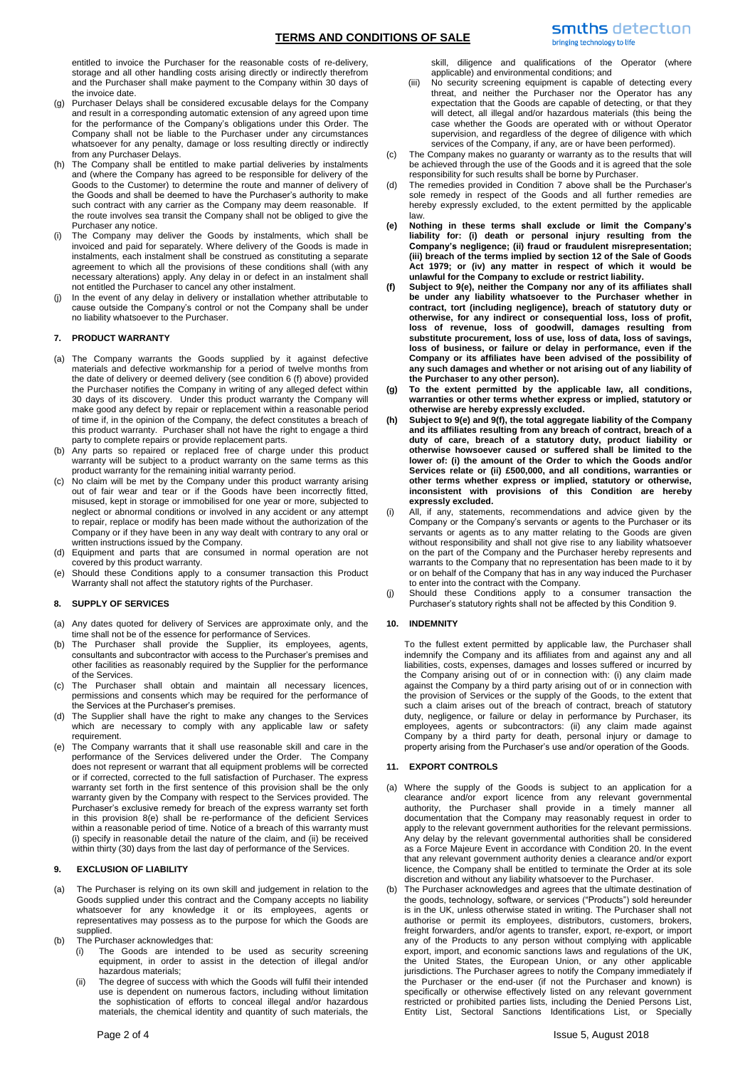entitled to invoice the Purchaser for the reasonable costs of re-delivery, storage and all other handling costs arising directly or indirectly therefrom and the Purchaser shall make payment to the Company within 30 days of the invoice date.

(g) Purchaser Delays shall be considered excusable delays for the Company and result in a corresponding automatic extension of any agreed upon time for the performance of the Company's obligations under this Order. The Company shall not be liable to the Purchaser under any circumstances whatsoever for any penalty, damage or loss resulting directly or indirectly from any Purchaser Delays.

(h) The Company shall be entitled to make partial deliveries by instalments and (where the Company has agreed to be responsible for delivery of the Goods to the Customer) to determine the route and manner of delivery of the Goods and shall be deemed to have the Purchaser's authority to make such contract with any carrier as the Company may deem reasonable. If the route involves sea transit the Company shall not be obliged to give the Purchaser any notice.

(i) The Company may deliver the Goods by instalments, which shall be invoiced and paid for separately. Where delivery of the Goods is made in instalments, each instalment shall be construed as constituting a separate agreement to which all the provisions of these conditions shall (with any necessary alterations) apply. Any delay in or defect in an instalment shall not entitle the Purchaser to cancel any other instalment.

(j) In the event of any delay in delivery or installation whether attributable to cause outside the Company's control or not the Company shall be under no liability whatsoever to the Purchaser.

## 7. PRODUCT WARRANTY

(a) The Company warrants the Goods supplied by it against defective materials and defective workmanship for a period of twelve months from the date of delivery or deemed delivery (see condition 6 (f) above) provided the Purchaser notifies the Company in writing of any alleged defect within 30 days of its discovery. Under this product warranty the Company will make good any defect by repair or replacement within a reasonable period of time if, in the opinion of the Company, the defect constitutes a breach of this product warranty. Purchaser shall not have the right to engage a third party to complete repairs or provide replacement parts.

(b) Any parts so repaired or replaced free of charge under this product warranty will be subject to a product warranty on the same terms as this product warranty for the remaining initial warranty period.

(c) No claim will be met by the Company under this product warranty arising out of fair wear and tear or if the Goods have been incorrectly fitted, misused, kept in storage or immobilised for one year or more, subjected to neglect or abnormal conditions or involved in any accident or any attempt to repair, replace or modify has been made without the authorization of the Company or if they have been in any way dealt with contrary to any oral or written instructions issued by the Company.

(d) Equipment and parts that are consumed in normal operation are not covered by this product warranty.

(e) Should these Conditions apply to a consumer transaction this Product Warranty shall not affect the statutory rights of the Purchaser.

## 8. SUPPLY OF SERVICES

(a) Any dates quoted for delivery of Services are approximate only, and the time shall not be of the essence for performance of Services.

(b) The Purchaser shall provide the Supplier, its employees, agents, consultants and subcontractor with access to the Purchaser's premises and other facilities as reasonably required by the Supplier for the performance of the Services.

(c) The Purchaser shall obtain and maintain all necessary licences, permissions and consents which may be required for the performance of the Services at the Purchaser's premises.

(d) The Supplier shall have the right to make any changes to the Services which are necessary to comply with any applicable law or safety requirement.

(e) The Company warrants that it shall use reasonable skill and care in the performance of the Services delivered under the Order. The Company does not represent or warrant that all equipment problems will be corrected or if corrected, corrected to the full satisfaction of Purchaser. The express warranty set forth in the first sentence of this provision shall be the only warranty given by the Company with respect to the Services provided. The Purchaser's exclusive remedy for breach of the express warranty set forth in this provision 8(e) shall be re-performance of the deficient Services within a reasonable period of time. Notice of a breach of this warranty must (i) specify in reasonable detail the nature of the claim, and (ii) be received within thirty (30) days from the last day of performance of the Services.

## 9. EXCLUSION OF LIABILITY

(a) The Purchaser is relying on its own skill and judgement in relation to the Goods supplied under this contract and the Company accepts no liability whatsoever for any knowledge it or its employees, agents or representatives may possess as to the purpose for which the Goods are supplied.

(b) The Purchaser acknowledges that:
   (i) The Goods are intended to be used as security screening equipment, in order to assist in the detection of illegal and/or hazardous materials;
   (ii) The degree of success with which the Goods will fulfil their intended use is dependent on numerous factors, including without limitation the sophistication of efforts to conceal illegal and/or hazardous materials, the chemical identity and quantity of such materials, the skill, diligence and qualifications of the Operator (where applicable) and environmental conditions; and
   (iii) No security screening equipment is capable of detecting every threat, and neither the Purchaser nor the Operator has any expectation that the Goods are capable of detecting, or that they will detect, all illegal and/or hazardous materials (this being the case whether the Goods are operated with or without Operator supervision, and regardless of the degree of diligence with which services of the Company, if any, are or have been performed).

(c) The Company makes no guaranty or warranty as to the results that will be achieved through the use of the Goods and it is agreed that the sole responsibility for such results shall be borne by Purchaser.

(d) The remedies provided in Condition 7 above shall be the Purchaser's sole remedy in respect of the Goods and all further remedies are hereby expressly excluded, to the extent permitted by the applicable law.

**(e) Nothing in these terms shall exclude or limit the Company's liability for: (i) death or personal injury resulting from the Company's negligence; (ii) fraud or fraudulent misrepresentation; (iii) breach of the terms implied by section 12 of the Sale of Goods Act 1979; or (iv) any matter in respect of which it would be unlawful for the Company to exclude or restrict liability.**

**(f) Subject to 9(e), neither the Company nor any of its affiliates shall be under any liability whatsoever to the Purchaser whether in contract, tort (including negligence), breach of statutory duty or otherwise, for any indirect or consequential loss, loss of profit, loss of revenue, loss of goodwill, damages resulting from substitute procurement, loss of use, loss of data, loss of savings, loss of business, or failure or delay in performance, even if the Company or its affiliates have been advised of the possibility of any such damages and whether or not arising out of any liability of the Purchaser to any other person).**

**(g) To the extent permitted by the applicable law, all conditions, warranties or other terms whether express or implied, statutory or otherwise are hereby expressly excluded.**

**(h) Subject to 9(e) and 9(f), the total aggregate liability of the Company and its affiliates resulting from any breach of contract, breach of a duty of care, breach of a statutory duty, product liability or otherwise howsoever caused or suffered shall be limited to the lower of: (i) the amount of the Order to which the Goods and/or Services relate or (ii) £500,000, and all conditions, warranties or other terms whether express or implied, statutory or otherwise, inconsistent with provisions of this Condition are hereby expressly excluded.**

(i) All, if any, statements, recommendations and advice given by the Company or the Company's servants or agents to the Purchaser or its servants or agents as to any matter relating to the Goods are given without responsibility and shall not give rise to any liability whatsoever on the part of the Company and the Purchaser hereby represents and warrants to the Company that no representation has been made to it by or on behalf of the Company that has in any way induced the Purchaser to enter into the contract with the Company.

(j) Should these Conditions apply to a consumer transaction the Purchaser's statutory rights shall not be affected by this Condition 9.

## 10. INDEMNITY

To the fullest extent permitted by applicable law, the Purchaser shall indemnify the Company and its affiliates from and against any and all liabilities, costs, expenses, damages and losses suffered or incurred by the Company arising out of or in connection with: (i) any claim made against the Company by a third party arising out of or in connection with the provision of Services or the supply of the Goods, to the extent that such a claim arises out of the breach of contract, breach of statutory duty, negligence, or failure or delay in performance by Purchaser, its employees, agents or subcontractors: (ii) any claim made against Company by a third party for death, personal injury or damage to property arising from the Purchaser's use and/or operation of the Goods.

## 11. EXPORT CONTROLS

(a) Where the supply of the Goods is subject to an application for a clearance and/or export licence from any relevant governmental authority, the Purchaser shall provide in a timely manner all documentation that the Company may reasonably request in order to apply to the relevant government authorities for the relevant permissions. Any delay by the relevant governmental authorities shall be considered as a Force Majeure Event in accordance with Condition 20. In the event that any relevant government authority denies a clearance and/or export licence, the Company shall be entitled to terminate the Order at its sole discretion and without any liability whatsoever to the Purchaser.

(b) The Purchaser acknowledges and agrees that the ultimate destination of the goods, technology, software, or services ("Products") sold hereunder is in the UK, unless otherwise stated in writing. The Purchaser shall not authorise or permit its employees, distributors, customers, brokers, freight forwarders, and/or agents to transfer, export, re-export, or import any of the Products to any person without complying with applicable export, import, and economic sanctions laws and regulations of the UK, the United States, the European Union, or any other applicable jurisdictions. The Purchaser agrees to notify the Company immediately if the Purchaser or the end-user (if not the Purchaser and known) is specifically or otherwise effectively listed on any relevant government restricted or prohibited parties lists, including the Denied Persons List, Entity List, Sectoral Sanctions Identifications List, or Specially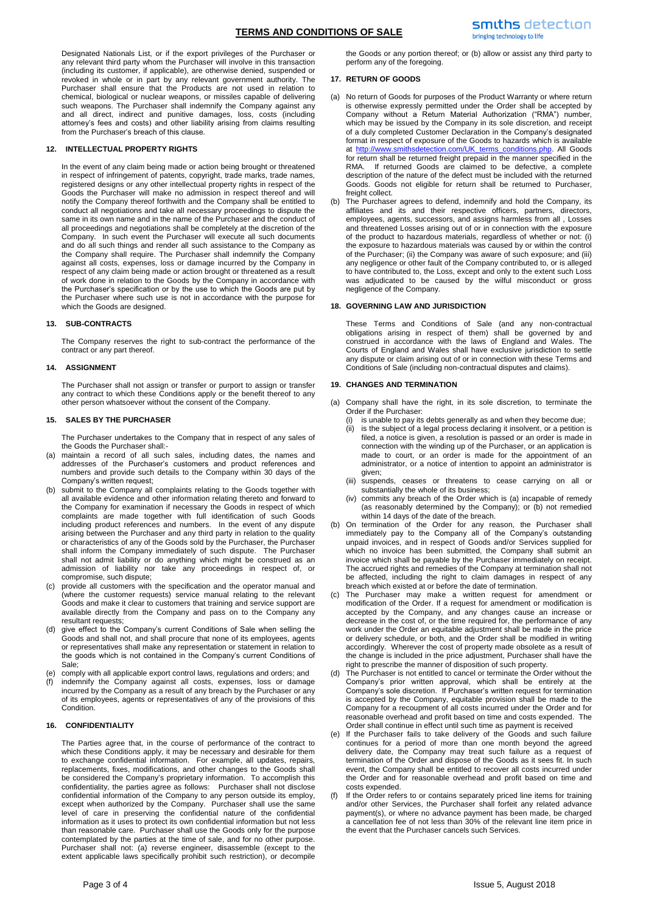Designated Nationals List, or if the export privileges of the Purchaser or any relevant third party whom the Purchaser will involve in this transaction (including its customer, if applicable), are otherwise denied, suspended or revoked in whole or in part by any relevant government authority. The Purchaser shall ensure that the Products are not used in relation to chemical, biological or nuclear weapons, or missiles capable of delivering such weapons. The Purchaser shall indemnify the Company against any and all direct, indirect and punitive damages, loss, costs (including attorney's fees and costs) and other liability arising from claims resulting from the Purchaser's breach of this clause.

## 12. INTELLECTUAL PROPERTY RIGHTS

In the event of any claim being made or action being brought or threatened in respect of infringement of patents, copyright, trade marks, trade names, registered designs or any other intellectual property rights in respect of the Goods the Purchaser will make no admission in respect thereof and will notify the Company thereof forthwith and the Company shall be entitled to conduct all negotiations and take all necessary proceedings to dispute the same in its own name and in the name of the Purchaser and the conduct of all proceedings and negotiations shall be completely at the discretion of the Company. In such event the Purchaser will execute all such documents and do all such things and render all such assistance to the Company as the Company shall require. The Purchaser shall indemnify the Company against all costs, expenses, loss or damage incurred by the Company in respect of any claim being made or action brought or threatened as a result of work done in relation to the Goods by the Company in accordance with the Purchaser's specification or by the use to which the Goods are put by the Purchaser where such use is not in accordance with the purpose for which the Goods are designed.

## 13. SUB-CONTRACTS

The Company reserves the right to sub-contract the performance of the contract or any part thereof.

## 14. ASSIGNMENT

The Purchaser shall not assign or transfer or purport to assign or transfer any contract to which these Conditions apply or the benefit thereof to any other person whatsoever without the consent of the Company.

## 15. SALES BY THE PURCHASER

The Purchaser undertakes to the Company that in respect of any sales of the Goods the Purchaser shall:-

(a) maintain a record of all such sales, including dates, the names and addresses of the Purchaser's customers and product references and numbers and provide such details to the Company within 30 days of the Company's written request;
(b) submit to the Company all complaints relating to the Goods together with all available evidence and other information relating thereto and forward to the Company for examination if necessary the Goods in respect of which complaints are made together with full identification of such Goods including product references and numbers. In the event of any dispute arising between the Purchaser and any third party in relation to the quality or characteristics of any of the Goods sold by the Purchaser, the Purchaser shall inform the Company immediately of such dispute. The Purchaser shall not admit liability or do anything which might be construed as an admission of liability nor take any proceedings in respect of, or compromise, such dispute;
(c) provide all customers with the specification and the operator manual and (where the customer requests) service manual relating to the relevant Goods and make it clear to customers that training and service support are available directly from the Company and pass on to the Company any resultant requests;
(d) give effect to the Company's current Conditions of Sale when selling the Goods and shall not, and shall procure that none of its employees, agents or representatives shall make any representation or statement in relation to the goods which is not contained in the Company's current Conditions of Sale;
(e) comply with all applicable export control laws, regulations and orders; and
(f) indemnify the Company against all costs, expenses, loss or damage incurred by the Company as a result of any breach by the Purchaser or any of its employees, agents or representatives of any of the provisions of this Condition.

## 16. CONFIDENTIALITY

The Parties agree that, in the course of performance of the contract to which these Conditions apply, it may be necessary and desirable for them to exchange confidential information. For example, all updates, repairs, replacements, fixes, modifications, and other changes to the Goods shall be considered the Company's proprietary information. To accomplish this confidentiality, the parties agree as follows: Purchaser shall not disclose confidential information of the Company to any person outside its employ, except when authorized by the Company. Purchaser shall use the same level of care in preserving the confidential nature of the confidential information as it uses to protect its own confidential information but not less than reasonable care. Purchaser shall use the Goods only for the purpose contemplated by the parties at the time of sale, and for no other purpose. Purchaser shall not: (a) reverse engineer, disassemble (except to the extent applicable laws specifically prohibit such restriction), or decompile the Goods or any portion thereof; or (b) allow or assist any third party to perform any of the foregoing.

## 17. RETURN OF GOODS

(a) No return of Goods for purposes of the Product Warranty or where return is otherwise expressly permitted under the Order shall be accepted by Company without a Return Material Authorization ("RMA") number, which may be issued by the Company in its sole discretion, and receipt of a duly completed Customer Declaration in the Company's designated format in respect of exposure of the Goods to hazards which is available at http://www.smithsdetection.com/UK_terms_conditions.php. All Goods for return shall be returned freight prepaid in the manner specified in the RMA. If returned Goods are claimed to be defective, a complete description of the nature of the defect must be included with the returned Goods. Goods not eligible for return shall be returned to Purchaser, freight collect.
(b) The Purchaser agrees to defend, indemnify and hold the Company, its affiliates and its and their respective officers, partners, directors, employees, agents, successors, and assigns harmless from all , Losses and threatened Losses arising out of or in connection with the exposure of the product to hazardous materials, regardless of whether or not: (i) the exposure to hazardous materials was caused by or within the control of the Purchaser; (ii) the Company was aware of such exposure; and (iii) any negligence or other fault of the Company contributed to, or is alleged to have contributed to, the Loss, except and only to the extent such Loss was adjudicated to be caused by the wilful misconduct or gross negligence of the Company.

## 18. GOVERNING LAW AND JURISDICTION

These Terms and Conditions of Sale (and any non-contractual obligations arising in respect of them) shall be governed by and construed in accordance with the laws of England and Wales. The Courts of England and Wales shall have exclusive jurisdiction to settle any dispute or claim arising out of or in connection with these Terms and Conditions of Sale (including non-contractual disputes and claims).

## 19. CHANGES AND TERMINATION

(a) Company shall have the right, in its sole discretion, to terminate the Order if the Purchaser:
    (i) is unable to pay its debts generally as and when they become due;
    (ii) is the subject of a legal process declaring it insolvent, or a petition is filed, a notice is given, a resolution is passed or an order is made in connection with the winding up of the Purchaser, or an application is made to court, or an order is made for the appointment of an administrator, or a notice of intention to appoint an administrator is given;
    (iii) suspends, ceases or threatens to cease carrying on all or substantially the whole of its business;
    (iv) commits any breach of the Order which is (a) incapable of remedy (as reasonably determined by the Company); or (b) not remedied within 14 days of the date of the breach.
(b) On termination of the Order for any reason, the Purchaser shall immediately pay to the Company all of the Company's outstanding unpaid invoices, and in respect of Goods and/or Services supplied for which no invoice has been submitted, the Company shall submit an invoice which shall be payable by the Purchaser immediately on receipt. The accrued rights and remedies of the Company at termination shall not be affected, including the right to claim damages in respect of any breach which existed at or before the date of termination.
(c) The Purchaser may make a written request for amendment or modification of the Order. If a request for amendment or modification is accepted by the Company, and any changes cause an increase or decrease in the cost of, or the time required for, the performance of any work under the Order an equitable adjustment shall be made in the price or delivery schedule, or both, and the Order shall be modified in writing accordingly. Wherever the cost of property made obsolete as a result of the change is included in the price adjustment, Purchaser shall have the right to prescribe the manner of disposition of such property.
(d) The Purchaser is not entitled to cancel or terminate the Order without the Company's prior written approval, which shall be entirely at the Company's sole discretion. If Purchaser's written request for termination is accepted by the Company, equitable provision shall be made to the Company for a recoupment of all costs incurred under the Order and for reasonable overhead and profit based on time and costs expended. The Order shall continue in effect until such time as payment is received
(e) If the Purchaser fails to take delivery of the Goods and such failure continues for a period of more than one month beyond the agreed delivery date, the Company may treat such failure as a request of termination of the Order and dispose of the Goods as it sees fit. In such event, the Company shall be entitled to recover all costs incurred under the Order and for reasonable overhead and profit based on time and costs expended.
(f) If the Order refers to or contains separately priced line items for training and/or other Services, the Purchaser shall forfeit any related advance payment(s), or where no advance payment has been made, be charged a cancellation fee of not less than 30% of the relevant line item price in the event that the Purchaser cancels such Services.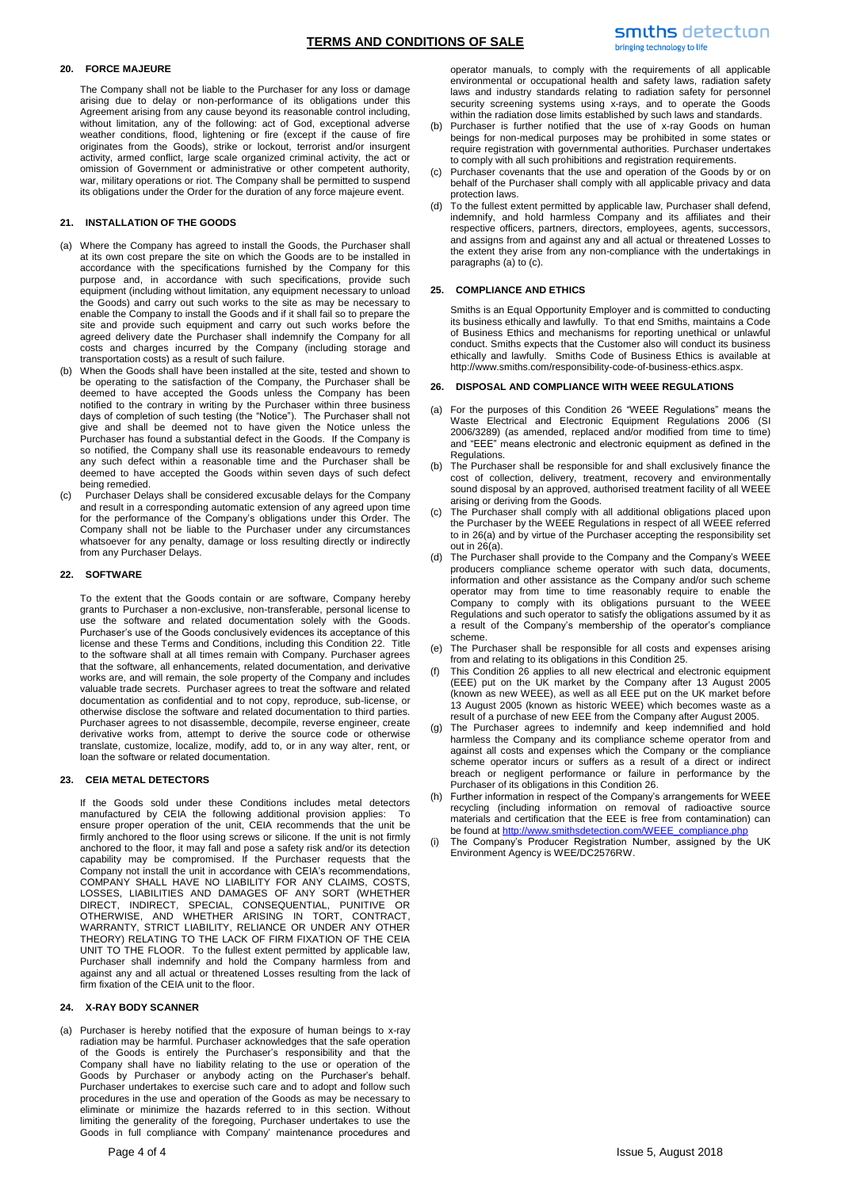#### 20. FORCE MAJEURE

The Company shall not be liable to the Purchaser for any loss or damage arising due to delay or non-performance of its obligations under this Agreement arising from any cause beyond its reasonable control including, without limitation, any of the following: act of God, exceptional adverse weather conditions, flood, lightening or fire (except if the cause of fire originates from the Goods), strike or lockout, terrorist and/or insurgent activity, armed conflict, large scale organized criminal activity, the act or omission of Government or administrative or other competent authority, war, military operations or riot. The Company shall be permitted to suspend its obligations under the Order for the duration of any force majeure event.

#### 21. INSTALLATION OF THE GOODS

(a) Where the Company has agreed to install the Goods, the Purchaser shall at its own cost prepare the site on which the Goods are to be installed in accordance with the specifications furnished by the Company for this purpose and, in accordance with such specifications, provide such equipment (including without limitation, any equipment necessary to unload the Goods) and carry out such works to the site as may be necessary to enable the Company to install the Goods and if it shall fail so to prepare the site and provide such equipment and carry out such works before the agreed delivery date the Purchaser shall indemnify the Company for all costs and charges incurred by the Company (including storage and transportation costs) as a result of such failure.

(b) When the Goods shall have been installed at the site, tested and shown to be operating to the satisfaction of the Company, the Purchaser shall be deemed to have accepted the Goods unless the Company has been notified to the contrary in writing by the Purchaser within three business days of completion of such testing (the "Notice"). The Purchaser shall not give and shall be deemed not to have given the Notice unless the Purchaser has found a substantial defect in the Goods. If the Company is so notified, the Company shall use its reasonable endeavours to remedy any such defect within a reasonable time and the Purchaser shall be deemed to have accepted the Goods within seven days of such defect being remedied.

(c) Purchaser Delays shall be considered excusable delays for the Company and result in a corresponding automatic extension of any agreed upon time for the performance of the Company's obligations under this Order. The Company shall not be liable to the Purchaser under any circumstances whatsoever for any penalty, damage or loss resulting directly or indirectly from any Purchaser Delays.

#### 22. SOFTWARE

To the extent that the Goods contain or are software, Company hereby grants to Purchaser a non-exclusive, non-transferable, personal license to use the software and related documentation solely with the Goods. Purchaser's use of the Goods conclusively evidences its acceptance of this license and these Terms and Conditions, including this Condition 22. Title to the software shall at all times remain with Company. Purchaser agrees that the software, all enhancements, related documentation, and derivative works are, and will remain, the sole property of the Company and includes valuable trade secrets. Purchaser agrees to treat the software and related documentation as confidential and to not copy, reproduce, sub-license, or otherwise disclose the software and related documentation to third parties. Purchaser agrees to not disassemble, decompile, reverse engineer, create derivative works from, attempt to derive the source code or otherwise translate, customize, localize, modify, add to, or in any way alter, rent, or loan the software or related documentation.

#### 23. CEIA METAL DETECTORS

If the Goods sold under these Conditions includes metal detectors manufactured by CEIA the following additional provision applies: To ensure proper operation of the unit, CEIA recommends that the unit be firmly anchored to the floor using screws or silicone. If the unit is not firmly anchored to the floor, it may fall and pose a safety risk and/or its detection capability may be compromised. If the Purchaser requests that the Company not install the unit in accordance with CEIA's recommendations, COMPANY SHALL HAVE NO LIABILITY FOR ANY CLAIMS, COSTS, LOSSES, LIABILITIES AND DAMAGES OF ANY SORT (WHETHER DIRECT, INDIRECT, SPECIAL, CONSEQUENTIAL, PUNITIVE OR OTHERWISE, AND WHETHER ARISING IN TORT, CONTRACT, WARRANTY, STRICT LIABILITY, RELIANCE OR UNDER ANY OTHER THEORY) RELATING TO THE LACK OF FIRM FIXATION OF THE CEIA UNIT TO THE FLOOR. To the fullest extent permitted by applicable law, Purchaser shall indemnify and hold the Company harmless from and against any and all actual or threatened Losses resulting from the lack of firm fixation of the CEIA unit to the floor.

#### 24. X-RAY BODY SCANNER

(a) Purchaser is hereby notified that the exposure of human beings to x-ray radiation may be harmful. Purchaser acknowledges that the safe operation of the Goods is entirely the Purchaser's responsibility and that the Company shall have no liability relating to the use or operation of the Goods by Purchaser or anybody acting on the Purchaser's behalf. Purchaser undertakes to exercise such care and to adopt and follow such procedures in the use and operation of the Goods as may be necessary to eliminate or minimize the hazards referred to in this section. Without limiting the generality of the foregoing, Purchaser undertakes to use the Goods in full compliance with Company' maintenance procedures and operator manuals, to comply with the requirements of all applicable environmental or occupational health and safety laws, radiation safety laws and industry standards relating to radiation safety for personnel security screening systems using x-rays, and to operate the Goods within the radiation dose limits established by such laws and standards.

(b) Purchaser is further notified that the use of x-ray Goods on human beings for non-medical purposes may be prohibited in some states or require registration with governmental authorities. Purchaser undertakes to comply with all such prohibitions and registration requirements.

(c) Purchaser covenants that the use and operation of the Goods by or on behalf of the Purchaser shall comply with all applicable privacy and data protection laws.

(d) To the fullest extent permitted by applicable law, Purchaser shall defend, indemnify, and hold harmless Company and its affiliates and their respective officers, partners, directors, employees, agents, successors, and assigns from and against any and all actual or threatened Losses to the extent they arise from any non-compliance with the undertakings in paragraphs (a) to (c).

#### 25. COMPLIANCE AND ETHICS

Smiths is an Equal Opportunity Employer and is committed to conducting its business ethically and lawfully. To that end Smiths, maintains a Code of Business Ethics and mechanisms for reporting unethical or unlawful conduct. Smiths expects that the Customer also will conduct its business ethically and lawfully. Smiths Code of Business Ethics is available at http://www.smiths.com/responsibility-code-of-business-ethics.aspx.

#### 26. DISPOSAL AND COMPLIANCE WITH WEEE REGULATIONS

(a) For the purposes of this Condition 26 "WEEE Regulations" means the Waste Electrical and Electronic Equipment Regulations 2006 (SI 2006/3289) (as amended, replaced and/or modified from time to time) and "EEE" means electronic and electronic equipment as defined in the Regulations.

(b) The Purchaser shall be responsible for and shall exclusively finance the cost of collection, delivery, treatment, recovery and environmentally sound disposal by an approved, authorised treatment facility of all WEEE arising or deriving from the Goods.

(c) The Purchaser shall comply with all additional obligations placed upon the Purchaser by the WEEE Regulations in respect of all WEEE referred to in 26(a) and by virtue of the Purchaser accepting the responsibility set out in 26(a).

(d) The Purchaser shall provide to the Company and the Company's WEEE producers compliance scheme operator with such data, documents, information and other assistance as the Company and/or such scheme operator may from time to time reasonably require to enable the Company to comply with its obligations pursuant to the WEEE Regulations and such operator to satisfy the obligations assumed by it as a result of the Company's membership of the operator's compliance scheme.

(e) The Purchaser shall be responsible for all costs and expenses arising from and relating to its obligations in this Condition 25.

(f) This Condition 26 applies to all new electrical and electronic equipment (EEE) put on the UK market by the Company after 13 August 2005 (known as new WEEE), as well as all EEE put on the UK market before 13 August 2005 (known as historic WEEE) which becomes waste as a result of a purchase of new EEE from the Company after August 2005.

(g) The Purchaser agrees to indemnify and keep indemnified and hold harmless the Company and its compliance scheme operator from and against all costs and expenses which the Company or the compliance scheme operator incurs or suffers as a result of a direct or indirect breach or negligent performance or failure in performance by the Purchaser of its obligations in this Condition 26.

(h) Further information in respect of the Company's arrangements for WEEE recycling (including information on removal of radioactive source materials and certification that the EEE is free from contamination) can be found at http://www.smithsdetection.com/WEEE_compliance.php

(i) The Company's Producer Registration Number, assigned by the UK Environment Agency is WEE/DC2576RW.